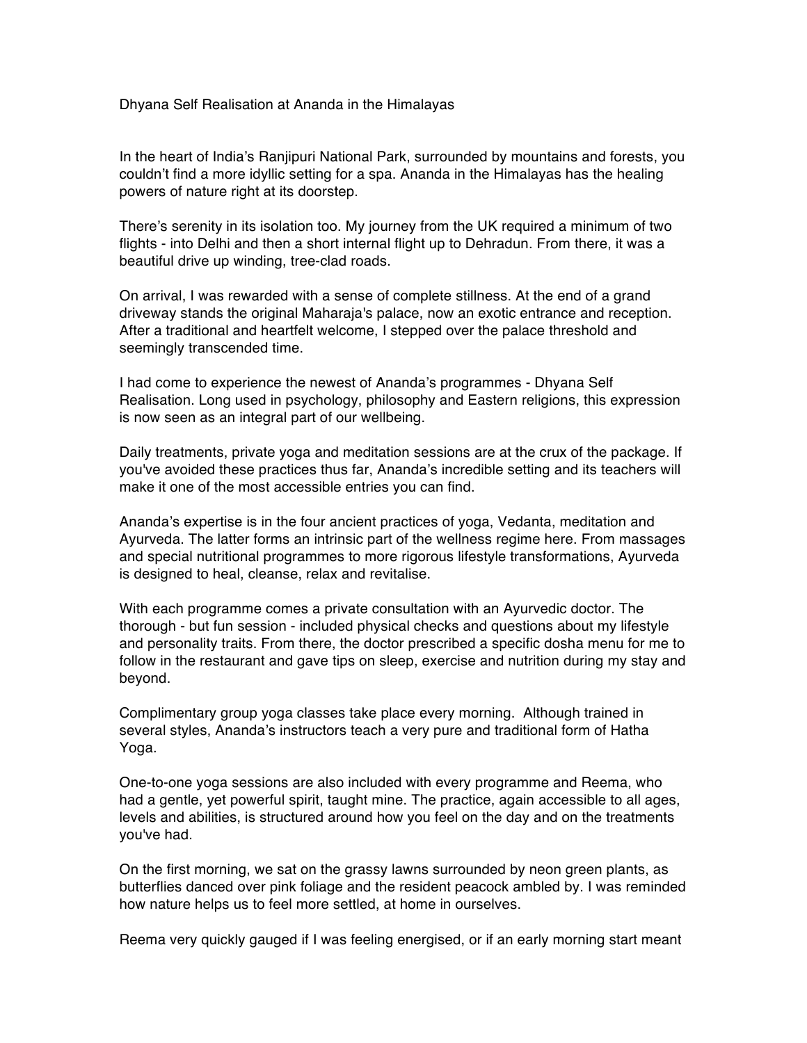# Dhyana Self Realisation at Ananda in the Himalayas

In the heart of India's Ranjipuri National Park, surrounded by mountains and forests, you couldn't find a more idyllic setting for a spa. Ananda in the Himalayas has the healing powers of nature right at its doorstep.

There's serenity in its isolation too. My journey from the UK required a minimum of two flights - into Delhi and then a short internal flight up to Dehradun. From there, it was a beautiful drive up winding, tree-clad roads.

On arrival, I was rewarded with a sense of complete stillness. At the end of a grand driveway stands the original Maharaja's palace, now an exotic entrance and reception. After a traditional and heartfelt welcome, I stepped over the palace threshold and seemingly transcended time.

I had come to experience the newest of Ananda's programmes - Dhyana Self Realisation. Long used in psychology, philosophy and Eastern religions, this expression is now seen as an integral part of our wellbeing.

Daily treatments, private yoga and meditation sessions are at the crux of the package. If you've avoided these practices thus far, Ananda's incredible setting and its teachers will make it one of the most accessible entries you can find.

Ananda's expertise is in the four ancient practices of yoga, Vedanta, meditation and Ayurveda. The latter forms an intrinsic part of the wellness regime here. From massages and special nutritional programmes to more rigorous lifestyle transformations, Ayurveda is designed to heal, cleanse, relax and revitalise.

With each programme comes a private consultation with an Ayurvedic doctor. The thorough - but fun session - included physical checks and questions about my lifestyle and personality traits. From there, the doctor prescribed a specific dosha menu for me to follow in the restaurant and gave tips on sleep, exercise and nutrition during my stay and beyond.

Complimentary group yoga classes take place every morning. Although trained in several styles, Ananda's instructors teach a very pure and traditional form of Hatha Yoga.

One-to-one yoga sessions are also included with every programme and Reema, who had a gentle, yet powerful spirit, taught mine. The practice, again accessible to all ages, levels and abilities, is structured around how you feel on the day and on the treatments you've had.

On the first morning, we sat on the grassy lawns surrounded by neon green plants, as butterflies danced over pink foliage and the resident peacock ambled by. I was reminded how nature helps us to feel more settled, at home in ourselves.

Reema very quickly gauged if I was feeling energised, or if an early morning start meant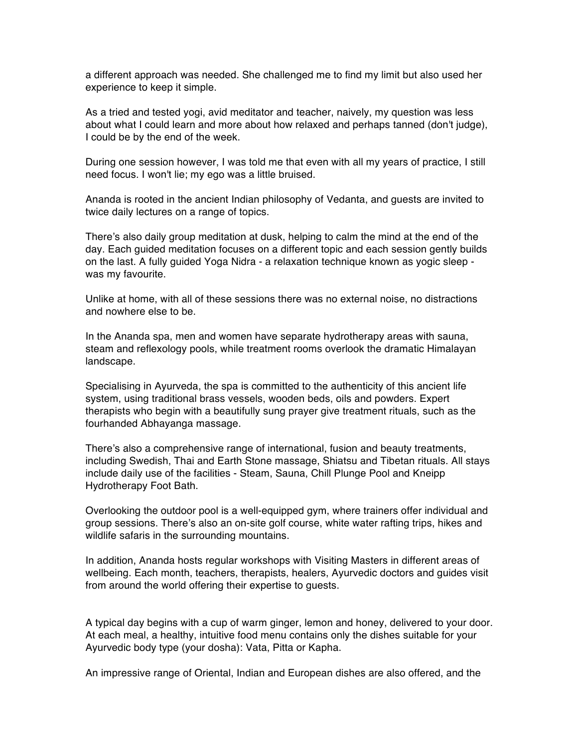a different approach was needed. She challenged me to find my limit but also used her experience to keep it simple.

As a tried and tested yogi, avid meditator and teacher, naively, my question was less about what I could learn and more about how relaxed and perhaps tanned (don't judge), I could be by the end of the week.

During one session however, I was told me that even with all my years of practice, I still need focus. I won't lie; my ego was a little bruised.

Ananda is rooted in the ancient Indian philosophy of Vedanta, and guests are invited to twice daily lectures on a range of topics.

There's also daily group meditation at dusk, helping to calm the mind at the end of the day. Each guided meditation focuses on a different topic and each session gently builds on the last. A fully guided Yoga Nidra - a relaxation technique known as yogic sleep - was my favourite.

Unlike at home, with all of these sessions there was no external noise, no distractions and nowhere else to be.

In the Ananda spa, men and women have separate hydrotherapy areas with sauna, steam and reflexology pools, while treatment rooms overlook the dramatic Himalayan landscape.

Specialising in Ayurveda, the spa is committed to the authenticity of this ancient life system, using traditional brass vessels, wooden beds, oils and powders. Expert therapists who begin with a beautifully sung prayer give treatment rituals, such as the fourhanded Abhayanga massage.

There's also a comprehensive range of international, fusion and beauty treatments, including Swedish, Thai and Earth Stone massage, Shiatsu and Tibetan rituals. All stays include daily use of the facilities - Steam, Sauna, Chill Plunge Pool and Kneipp Hydrotherapy Foot Bath.

Overlooking the outdoor pool is a well-equipped gym, where trainers offer individual and group sessions. There's also an on-site golf course, white water rafting trips, hikes and wildlife safaris in the surrounding mountains.

In addition, Ananda hosts regular workshops with Visiting Masters in different areas of wellbeing. Each month, teachers, therapists, healers, Ayurvedic doctors and guides visit from around the world offering their expertise to guests.

A typical day begins with a cup of warm ginger, lemon and honey, delivered to your door. At each meal, a healthy, intuitive food menu contains only the dishes suitable for your Ayurvedic body type (your dosha): Vata, Pitta or Kapha.

An impressive range of Oriental, Indian and European dishes are also offered, and the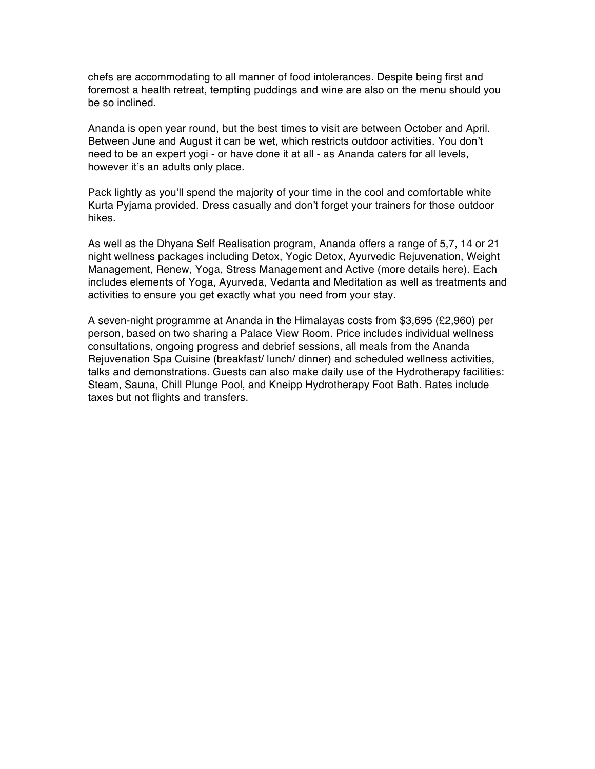chefs are accommodating to all manner of food intolerances. Despite being first and foremost a health retreat, tempting puddings and wine are also on the menu should you be so inclined.

Ananda is open year round, but the best times to visit are between October and April. Between June and August it can be wet, which restricts outdoor activities. You don't need to be an expert yogi - or have done it at all - as Ananda caters for all levels, however it's an adults only place.

Pack lightly as you'll spend the majority of your time in the cool and comfortable white Kurta Pyjama provided. Dress casually and don't forget your trainers for those outdoor hikes.

As well as the Dhyana Self Realisation program, Ananda offers a range of 5,7, 14 or 21 night wellness packages including Detox, Yogic Detox, Ayurvedic Rejuvenation, Weight Management, Renew, Yoga, Stress Management and Active (more details here). Each includes elements of Yoga, Ayurveda, Vedanta and Meditation as well as treatments and activities to ensure you get exactly what you need from your stay.

A seven-night programme at Ananda in the Himalayas costs from $3,695 (£2,960) per person, based on two sharing a Palace View Room. Price includes individual wellness consultations, ongoing progress and debrief sessions, all meals from the Ananda Rejuvenation Spa Cuisine (breakfast/ lunch/ dinner) and scheduled wellness activities, talks and demonstrations. Guests can also make daily use of the Hydrotherapy facilities: Steam, Sauna, Chill Plunge Pool, and Kneipp Hydrotherapy Foot Bath. Rates include taxes but not flights and transfers.